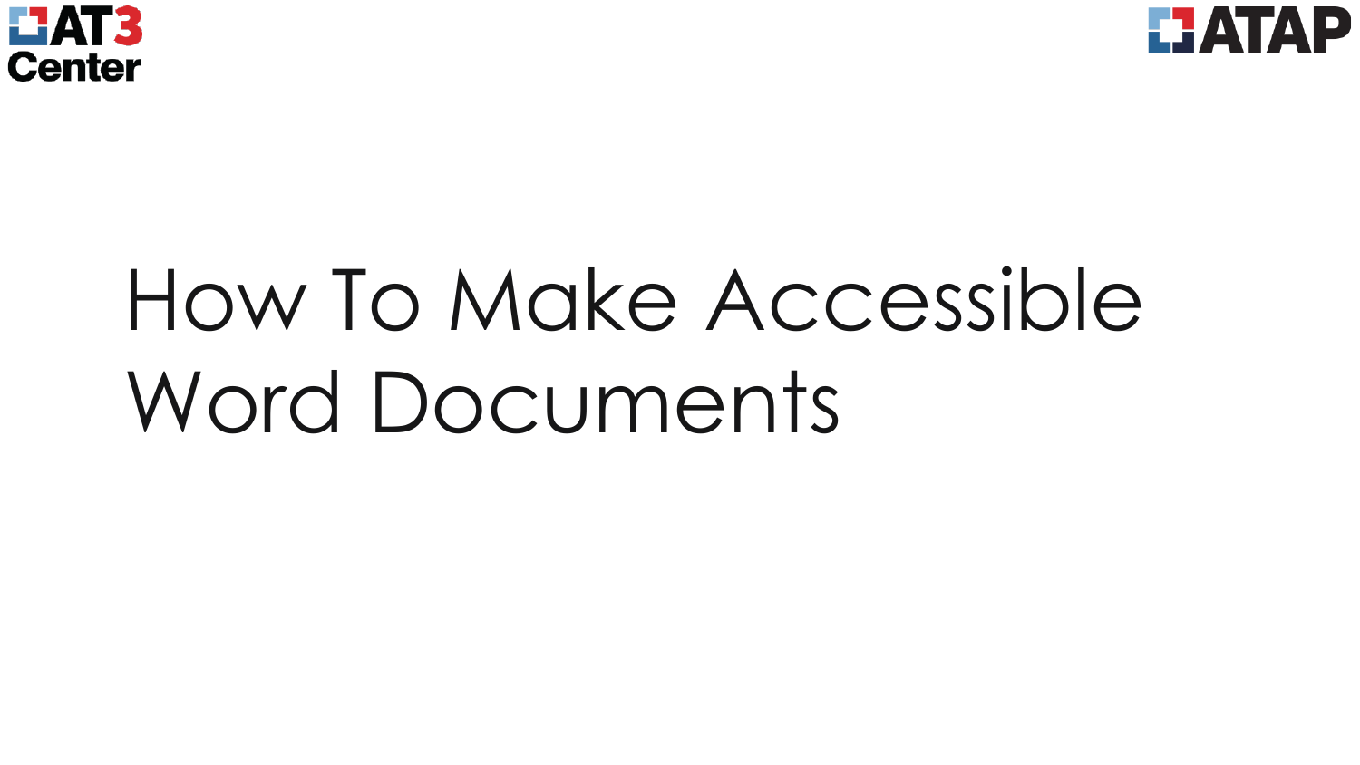# How To Make Accessible Word Documents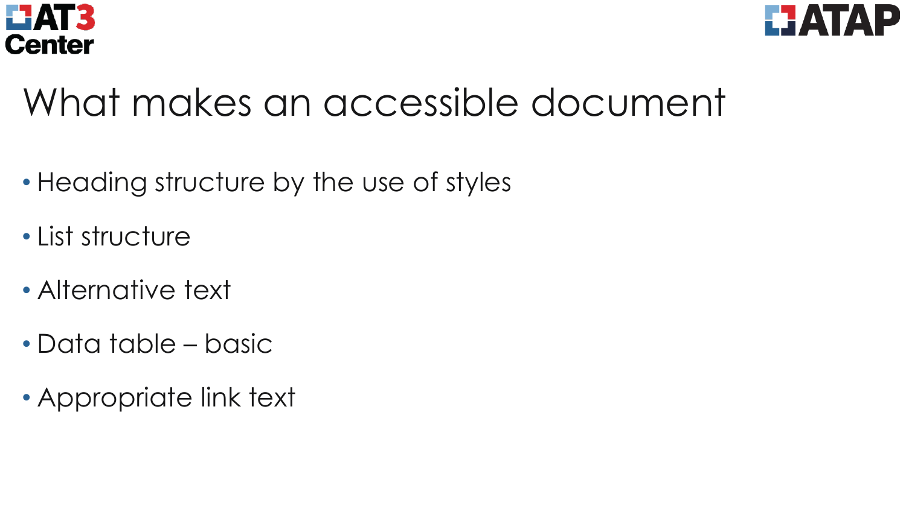# What makes an accessible document

- Heading structure by the use of styles
- List structure
- Alternative text
- Data table – basic
- Appropriate link text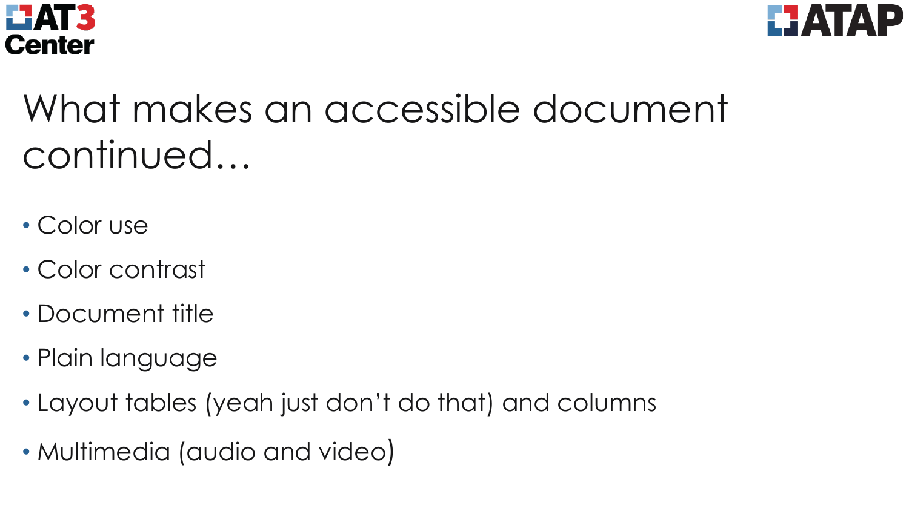# What makes an accessible document continued…

- Color use
- Color contrast
- Document title
- Plain language
- Layout tables (yeah just don't do that) and columns
- Multimedia (audio and video)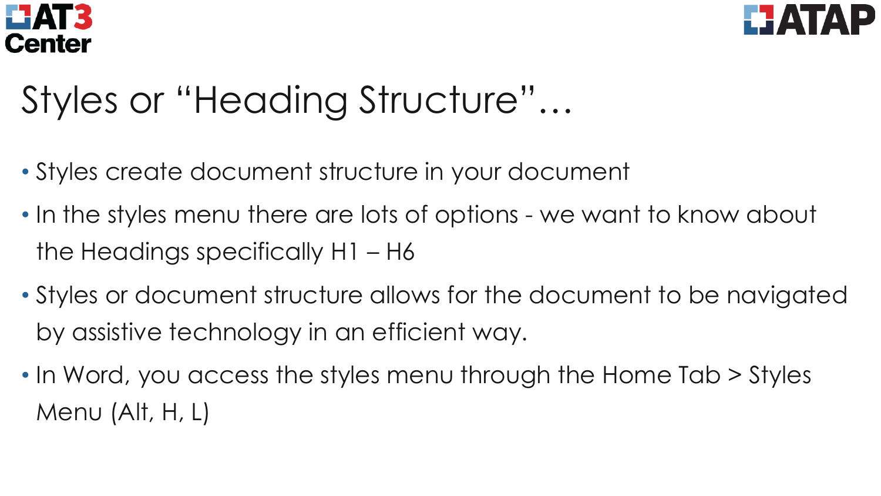# Styles or "Heading Structure"…

- Styles create document structure in your document
- In the styles menu there are lots of options - we want to know about the Headings specifically H1 – H6
- Styles or document structure allows for the document to be navigated by assistive technology in an efficient way.
- In Word, you access the styles menu through the Home Tab > Styles Menu (Alt, H, L)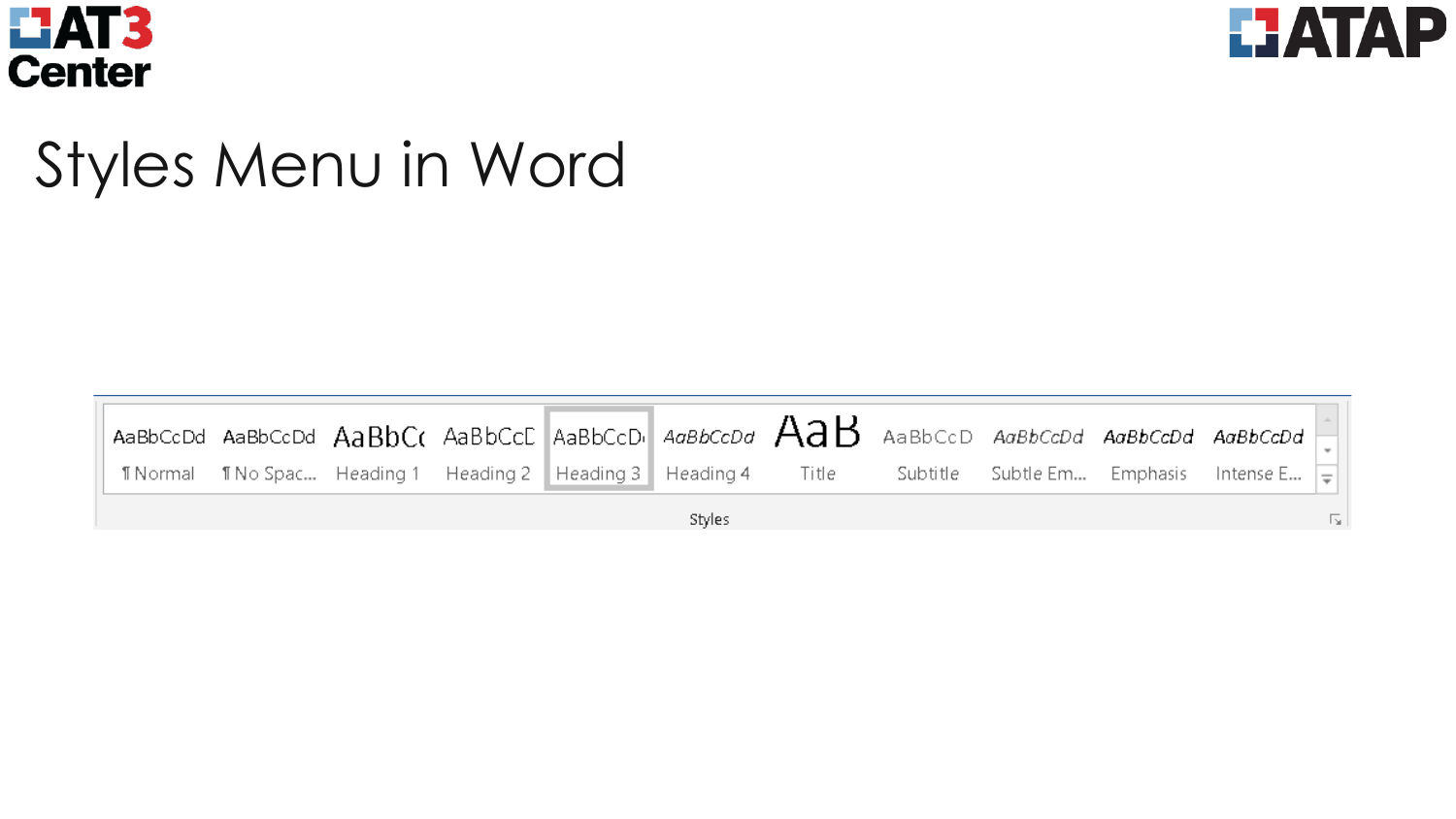# Styles Menu in Word

| AaBbCcDd | AaBbCcDd | AaBbCc | AaBbCcD | AaBbCcDd | AaBbCcDd | AaB | AaBbCcD | AaBbCcDd | AaBbCcDd | AaBbCcDd |
|---|---|---|---|---|---|---|---|---|---|---|
| ¶ Normal | ¶ No Spac... | Heading 1 | Heading 2 | Heading 3 | Heading 4 | Title | Subtitle | Subtle Em... | Emphasis | Intense E... |

Styles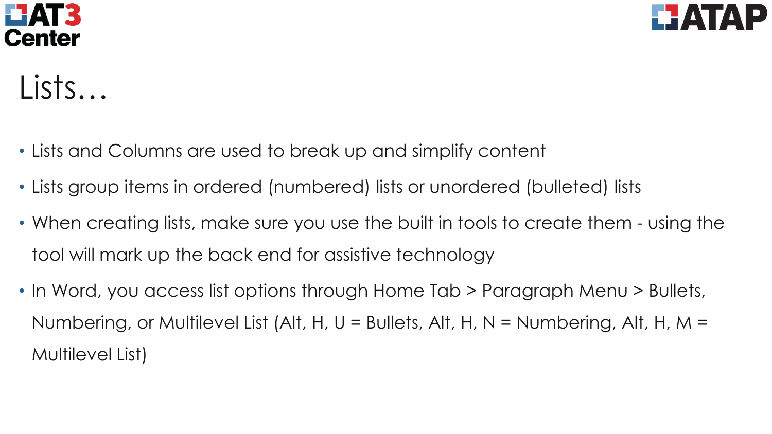# Lists…

- Lists and Columns are used to break up and simplify content
- Lists group items in ordered (numbered) lists or unordered (bulleted) lists
- When creating lists, make sure you use the built in tools to create them - using the tool will mark up the back end for assistive technology
- In Word, you access list options through Home Tab > Paragraph Menu > Bullets, Numbering, or Multilevel List (Alt, H, U = Bullets, Alt, H, N = Numbering, Alt, H, M = Multilevel List)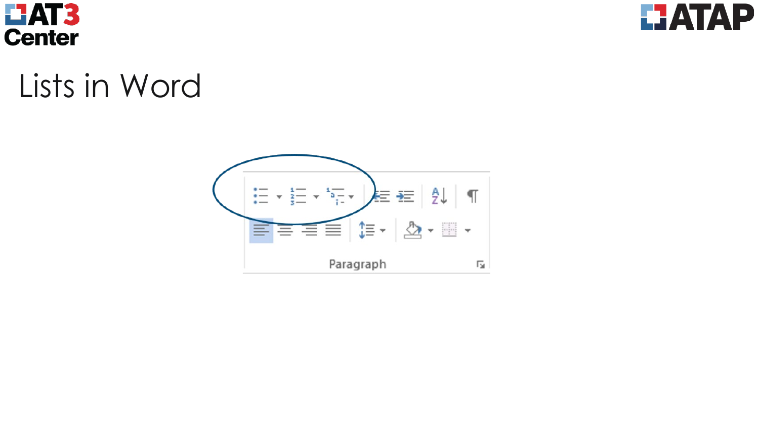# Lists in Word

Paragraph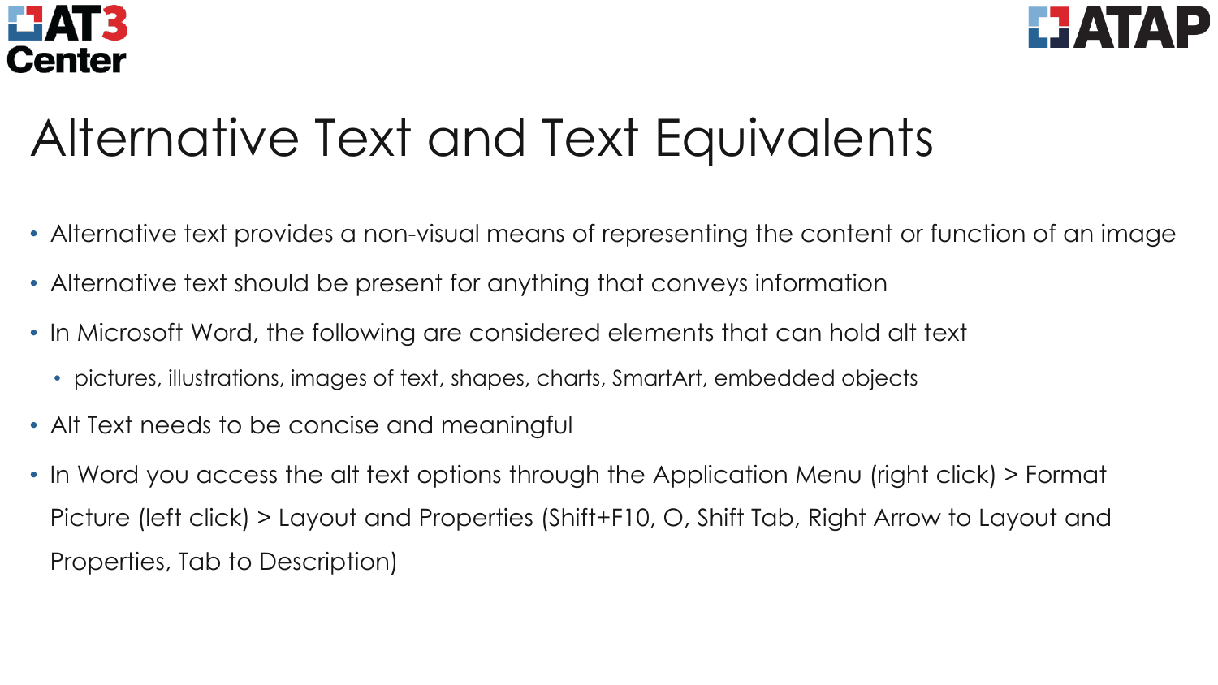# Alternative Text and Text Equivalents

- Alternative text provides a non-visual means of representing the content or function of an image
- Alternative text should be present for anything that conveys information
- In Microsoft Word, the following are considered elements that can hold alt text
  - pictures, illustrations, images of text, shapes, charts, SmartArt, embedded objects
- Alt Text needs to be concise and meaningful
- In Word you access the alt text options through the Application Menu (right click) > Format Picture (left click) > Layout and Properties (Shift+F10, O, Shift Tab, Right Arrow to Layout and Properties, Tab to Description)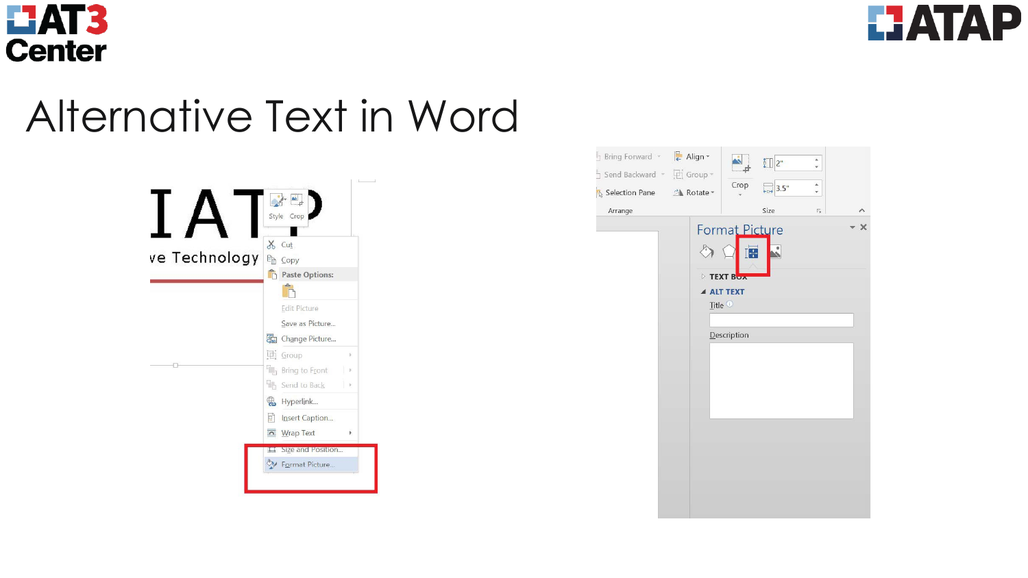# Alternative Text in Word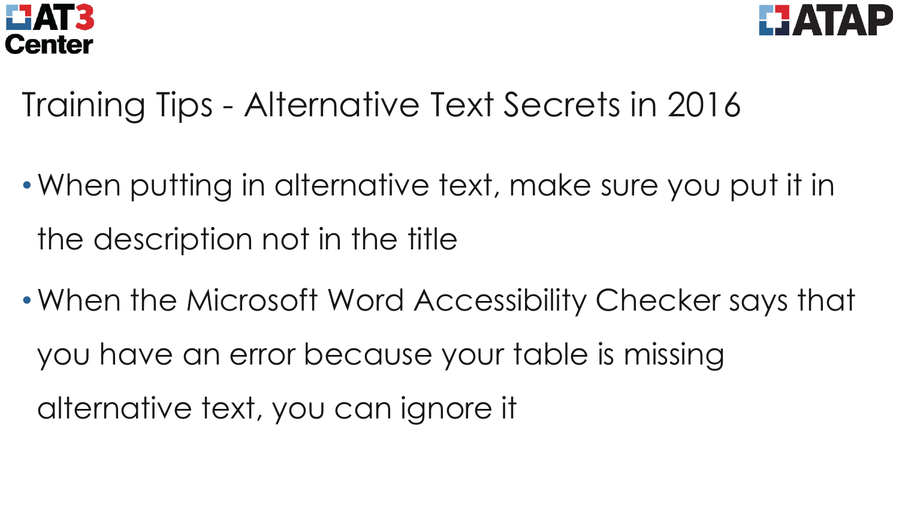# Training Tips - Alternative Text Secrets in 2016

- When putting in alternative text, make sure you put it in the description not in the title
- When the Microsoft Word Accessibility Checker says that you have an error because your table is missing alternative text, you can ignore it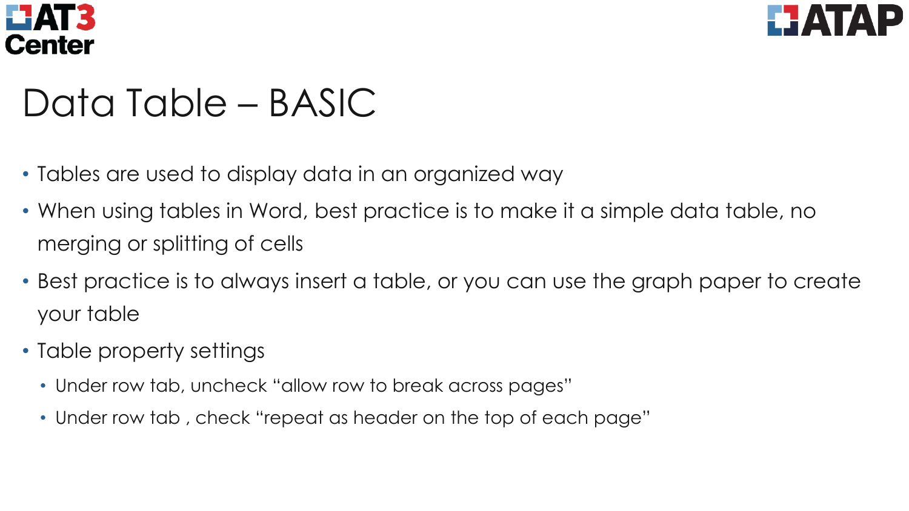# Data Table – BASIC

- Tables are used to display data in an organized way
- When using tables in Word, best practice is to make it a simple data table, no merging or splitting of cells
- Best practice is to always insert a table, or you can use the graph paper to create your table
- Table property settings
  - Under row tab, uncheck "allow row to break across pages"
  - Under row tab , check "repeat as header on the top of each page"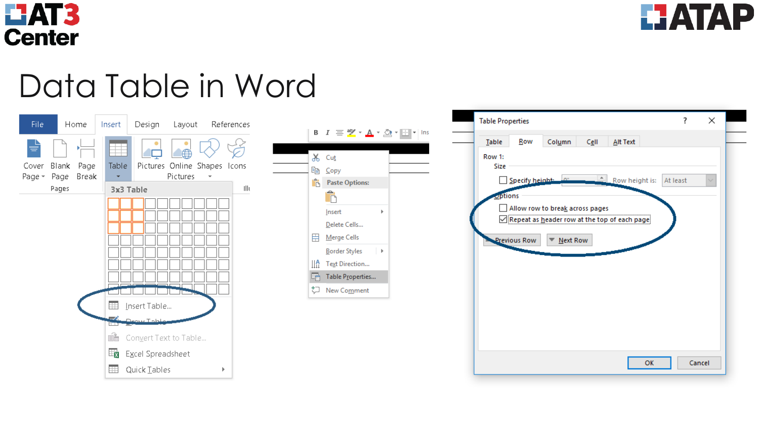# Data Table in Word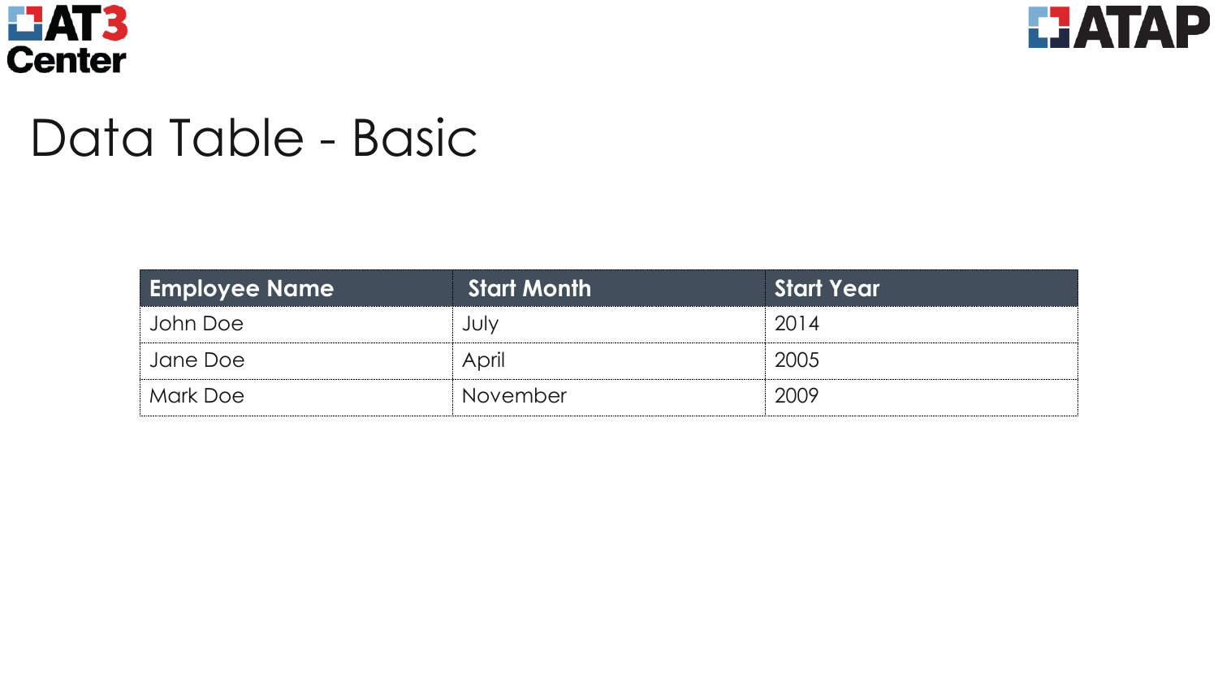# Data Table - Basic

| Employee Name | Start Month | Start Year |
|---|---|---|
| John Doe | July | 2014 |
| Jane Doe | April | 2005 |
| Mark Doe | November | 2009 |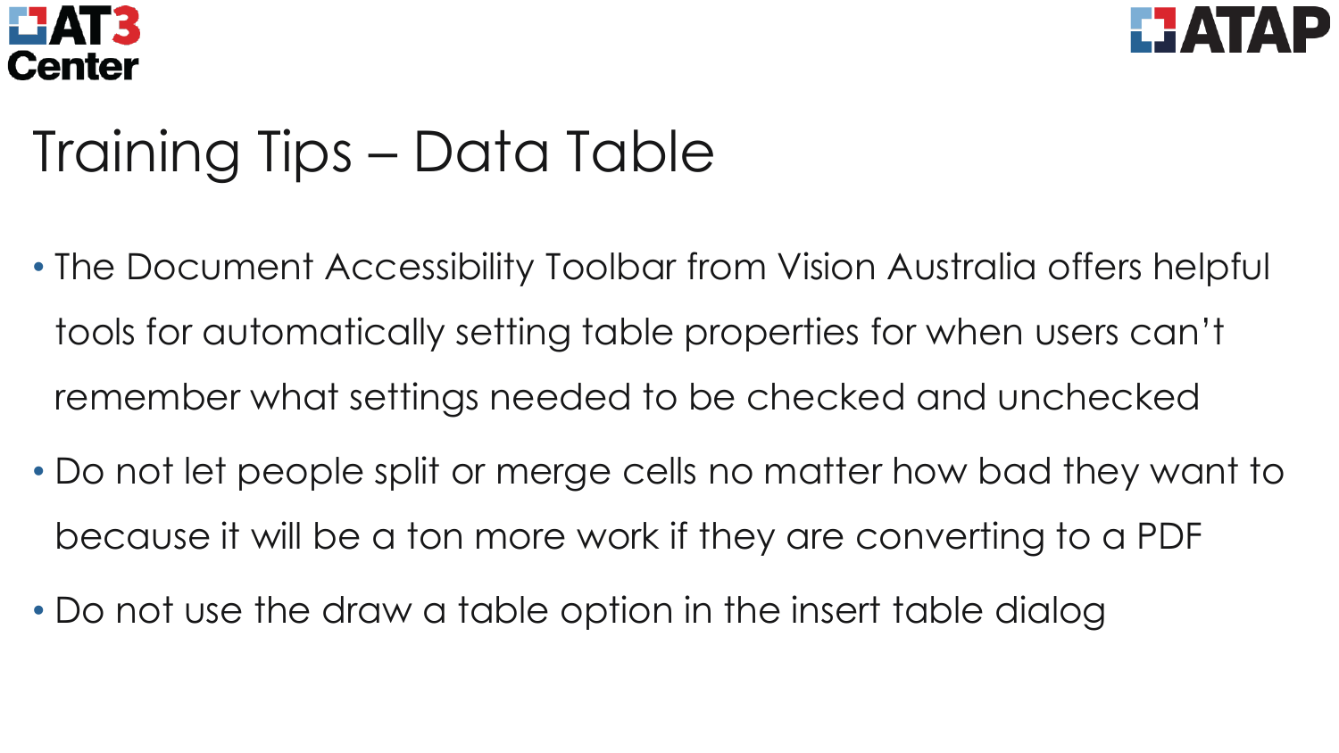# Training Tips – Data Table

- The Document Accessibility Toolbar from Vision Australia offers helpful tools for automatically setting table properties for when users can't remember what settings needed to be checked and unchecked
- Do not let people split or merge cells no matter how bad they want to because it will be a ton more work if they are converting to a PDF
- Do not use the draw a table option in the insert table dialog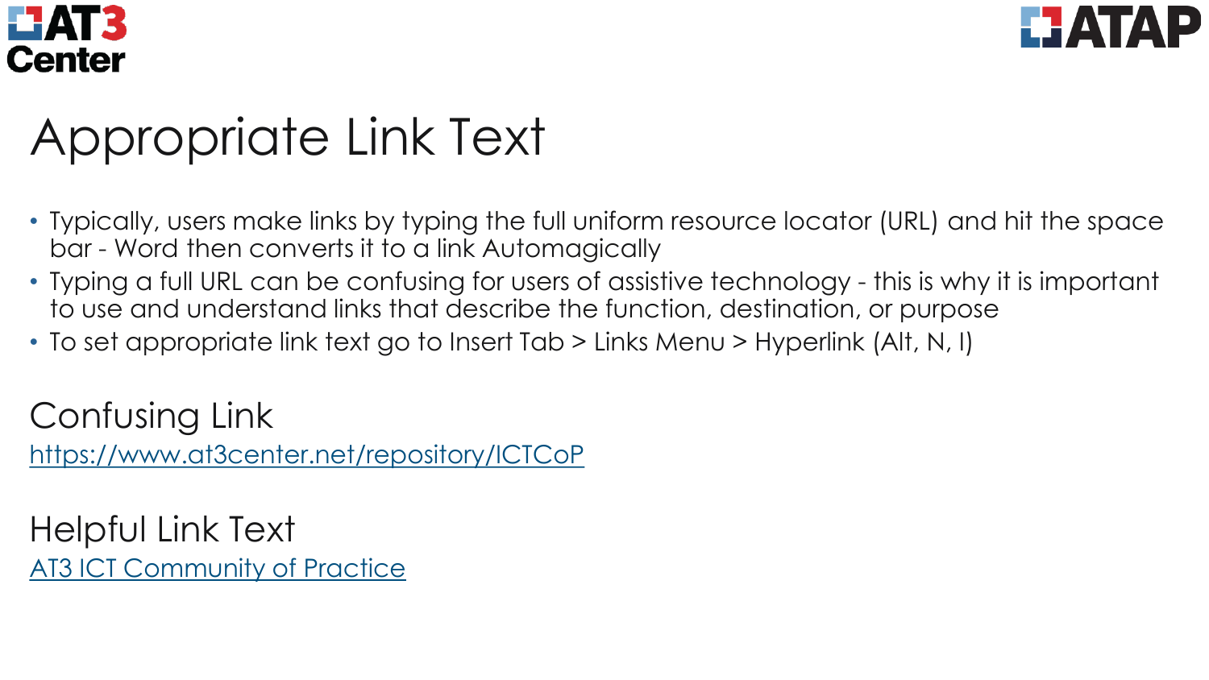# Appropriate Link Text

- Typically, users make links by typing the full uniform resource locator (URL) and hit the space bar - Word then converts it to a link Automagically
- Typing a full URL can be confusing for users of assistive technology - this is why it is important to use and understand links that describe the function, destination, or purpose
- To set appropriate link text go to Insert Tab > Links Menu > Hyperlink (Alt, N, I)

## Confusing Link

https://www.at3center.net/repository/ICTCoP

## Helpful Link Text

AT3 ICT Community of Practice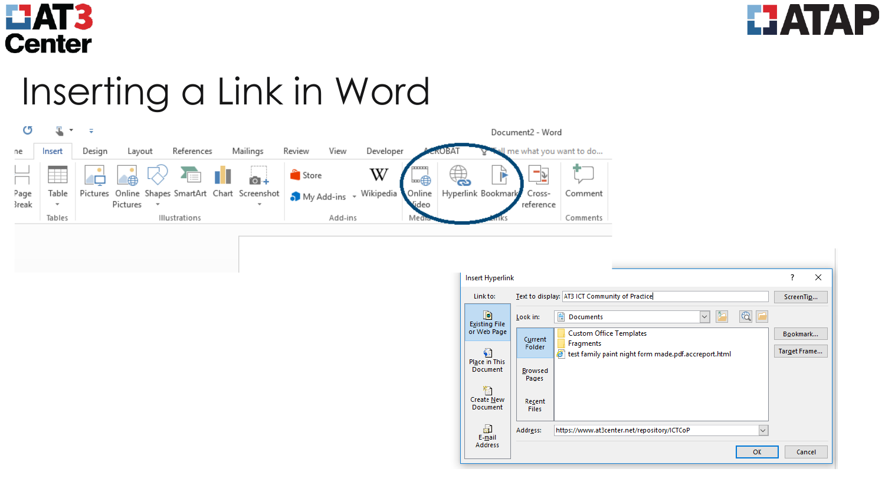# Inserting a Link in Word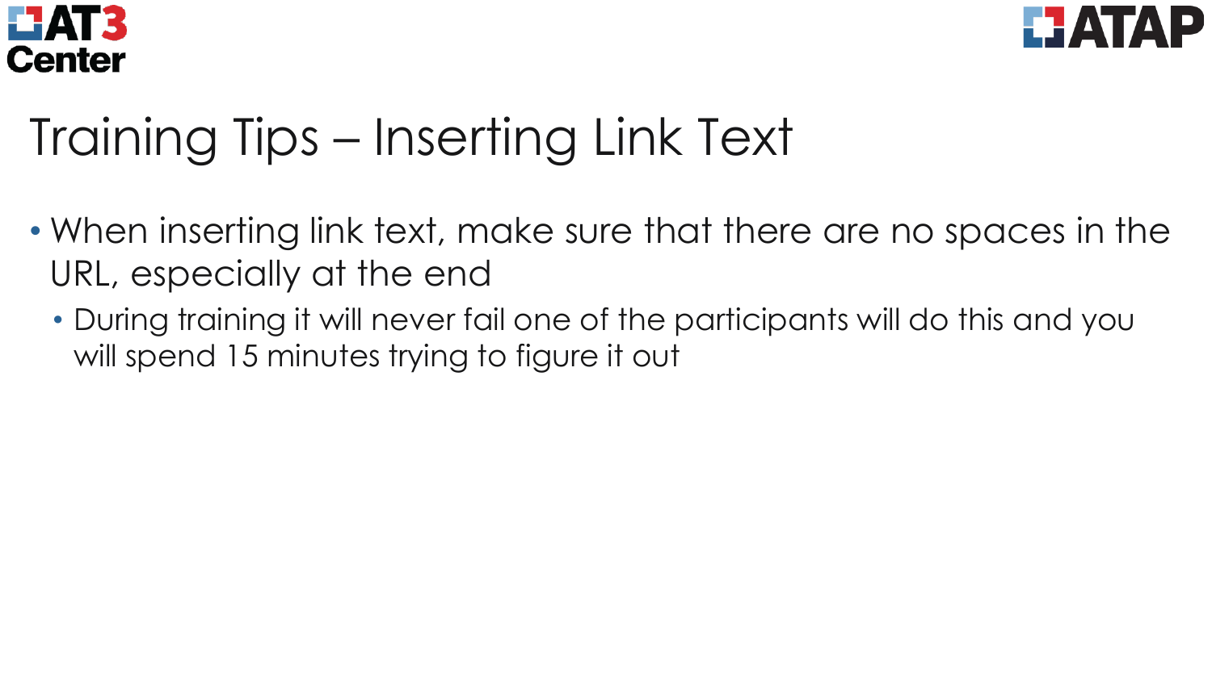# Training Tips – Inserting Link Text

- When inserting link text, make sure that there are no spaces in the URL, especially at the end
  - During training it will never fail one of the participants will do this and you will spend 15 minutes trying to figure it out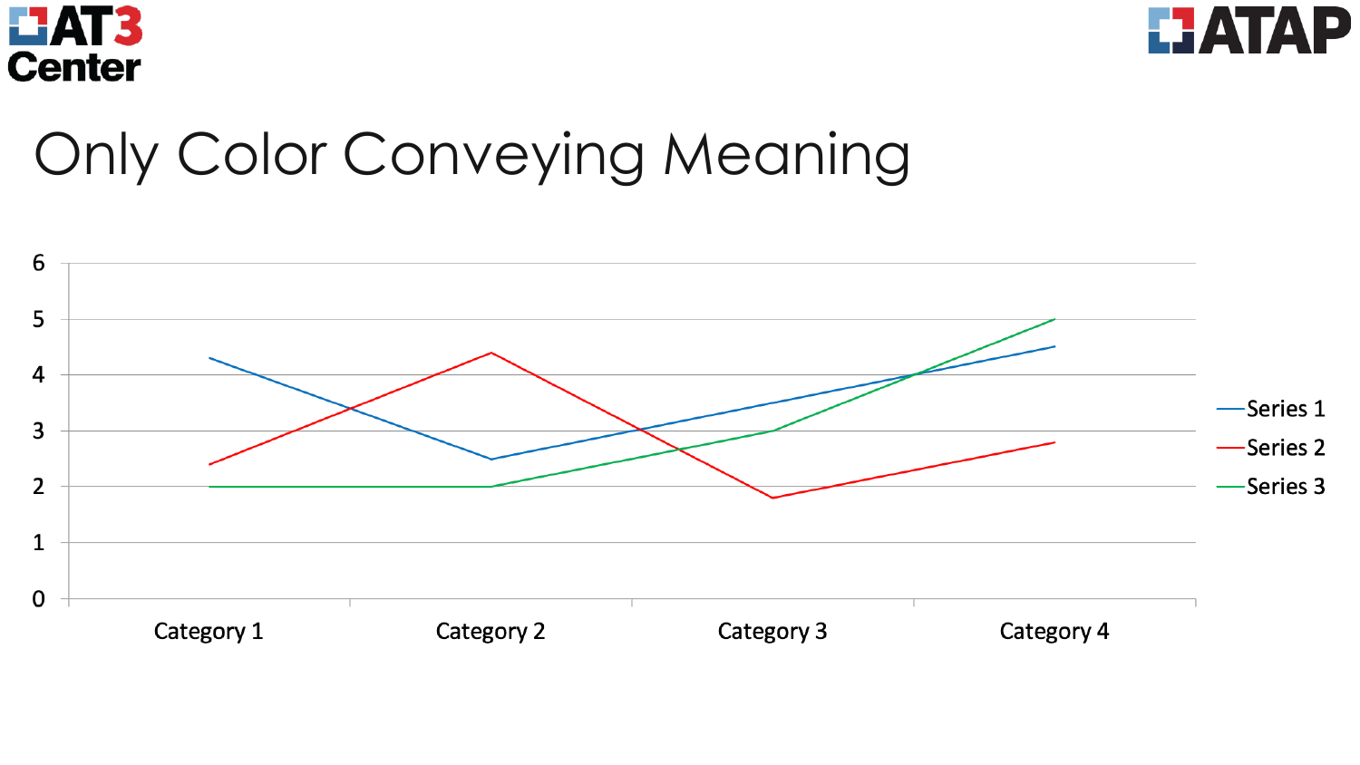# Only Color Conveying Meaning

| | Series 1 | Series 2 | Series 3 |
|---|---|---|---|
| Category 1 | 4.3 | 2.4 | 2 |
| Category 2 | 2.5 | 4.4 | 2 |
| Category 3 | 3.5 | 1.8 | 3 |
| Category 4 | 4.5 | 2.8 | 5 |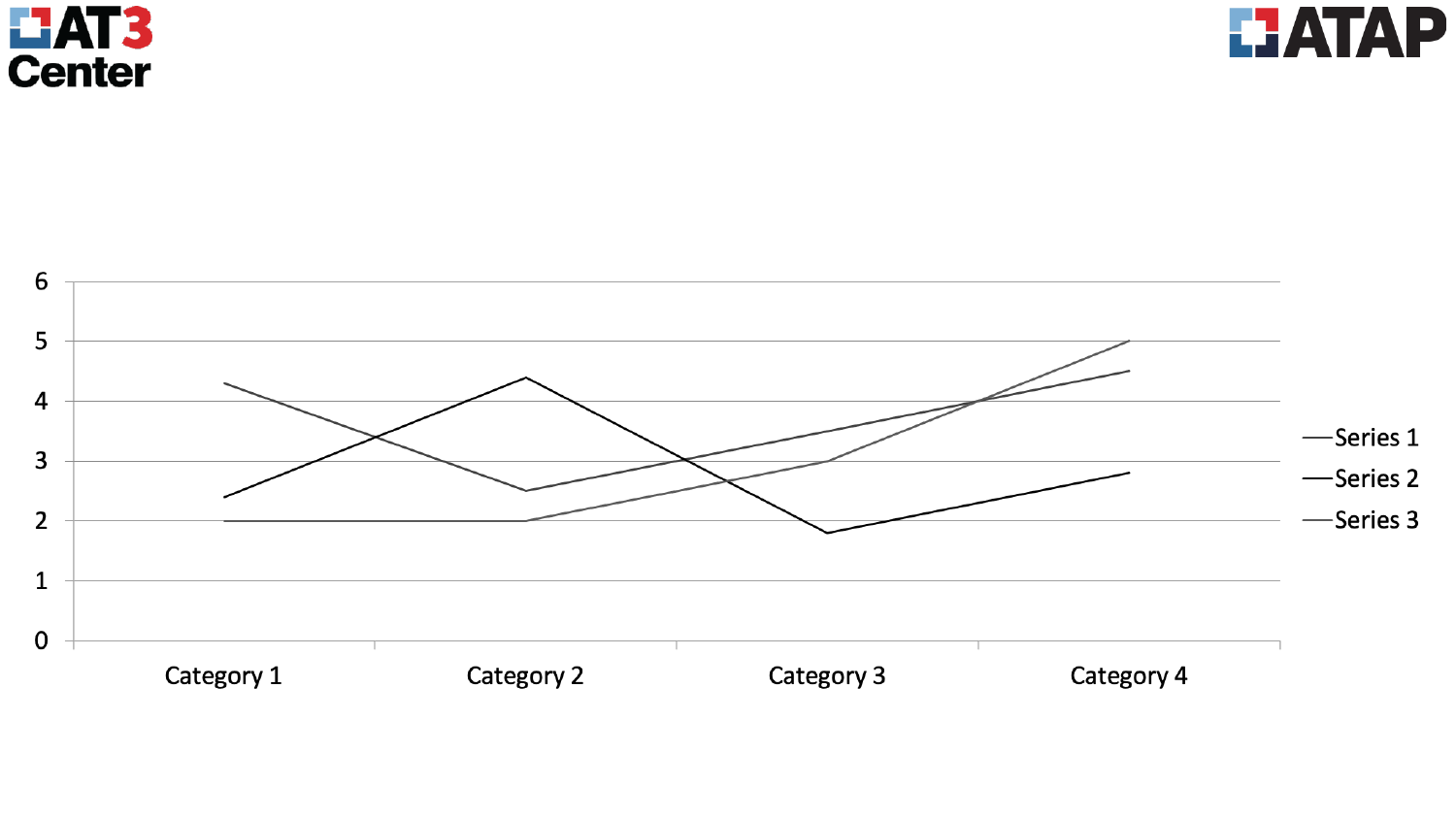6
5
4
3
2
1
0

Category 1 | Category 2 | Category 3 | Category 4

- Series 1
- Series 2
- Series 3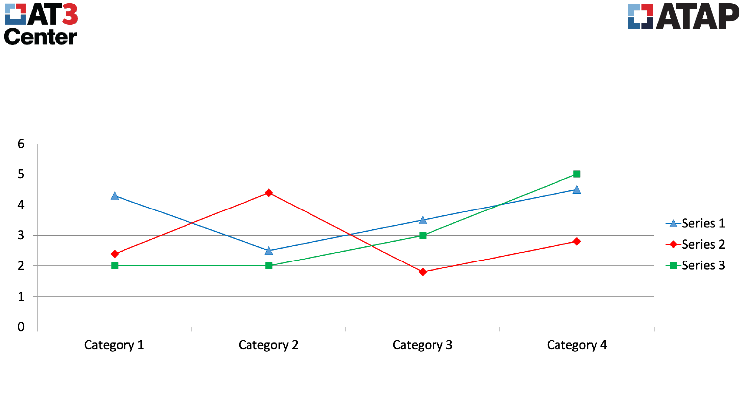| | Series 1 | Series 2 | Series 3 |
|---|---|---|---|
| Category 1 | 4.3 | 2.4 | 2 |
| Category 2 | 2.5 | 4.4 | 2 |
| Category 3 | 3.5 | 1.8 | 3 |
| Category 4 | 4.5 | 2.8 | 5 |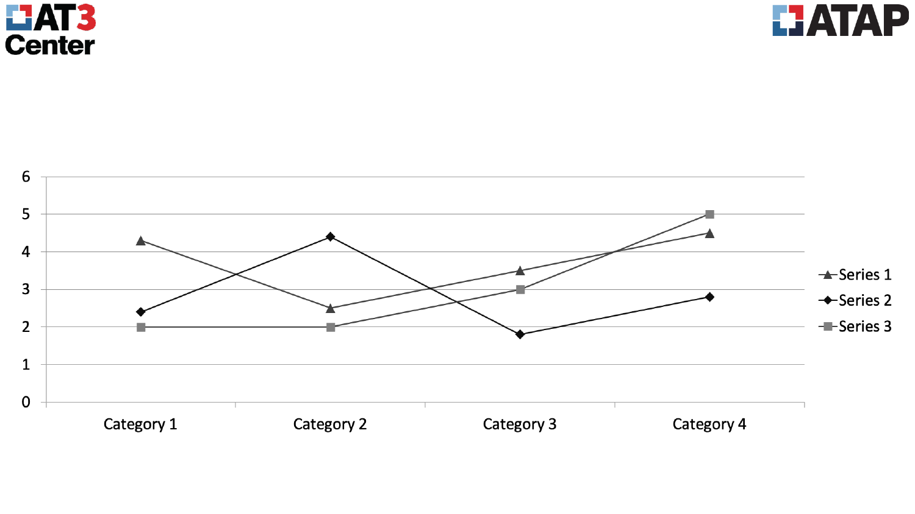| | Series 1 | Series 2 | Series 3 |
|---|---|---|---|
| Category 1 | 4.3 | 2.4 | 2 |
| Category 2 | 2.5 | 4.4 | 2 |
| Category 3 | 3.5 | 1.8 | 3 |
| Category 4 | 4.5 | 2.8 | 5 |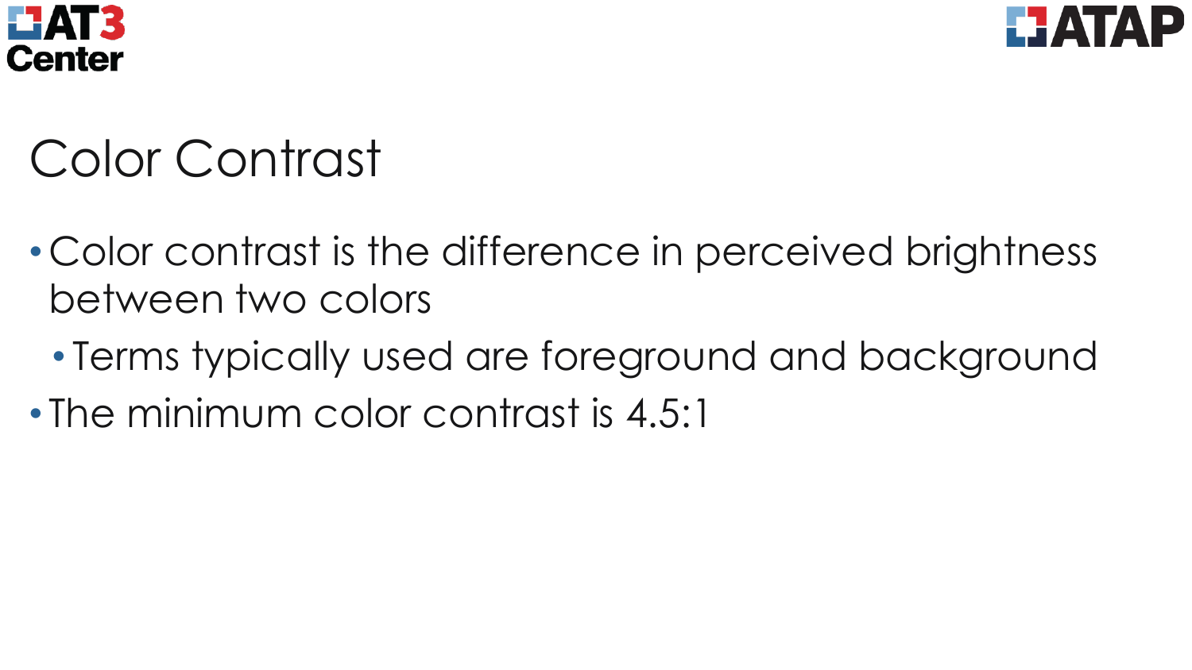# Color Contrast

- Color contrast is the difference in perceived brightness between two colors
  - Terms typically used are foreground and background
- The minimum color contrast is 4.5:1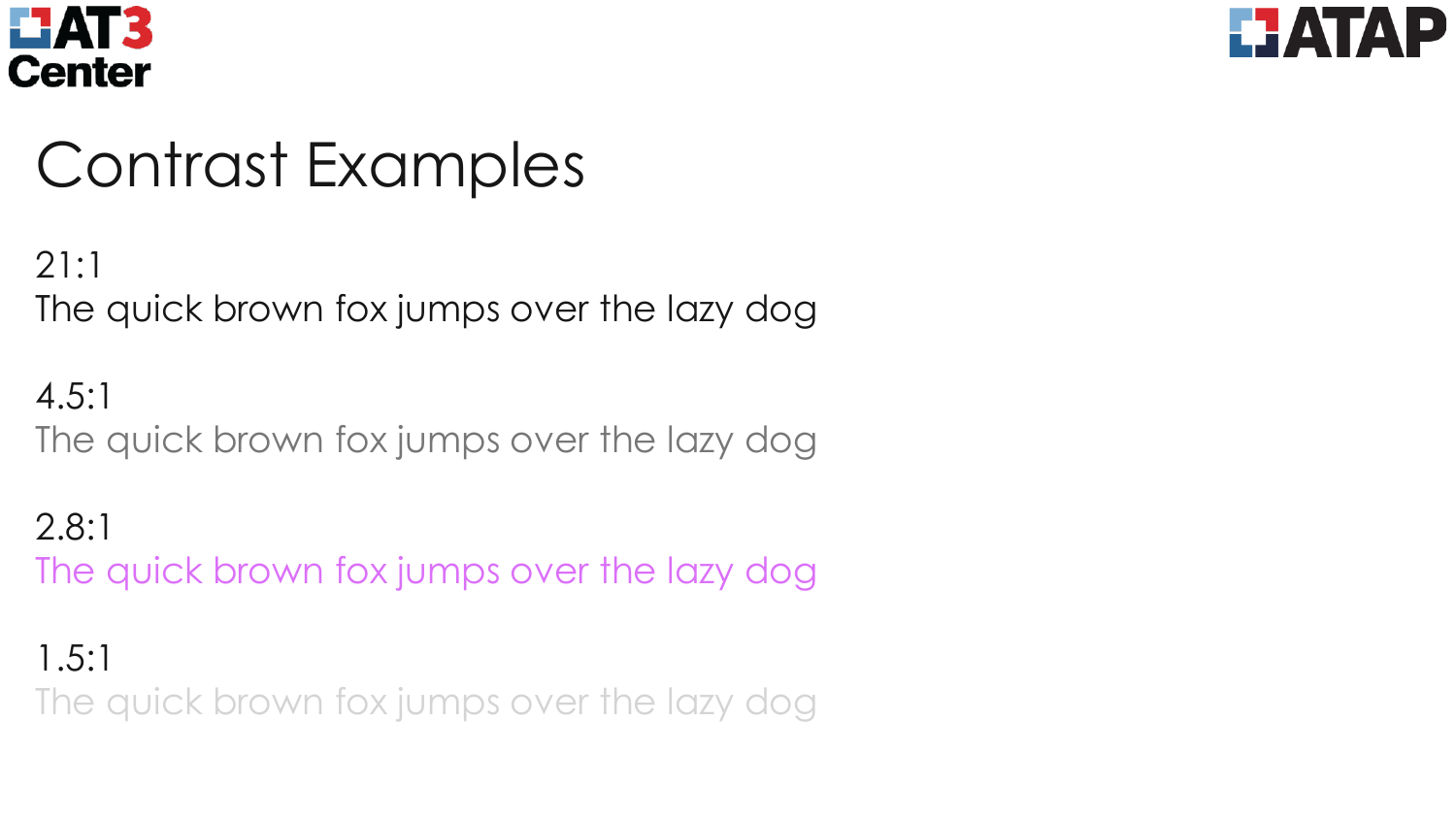# Contrast Examples

21:1

The quick brown fox jumps over the lazy dog

4.5:1

The quick brown fox jumps over the lazy dog

2.8:1

The quick brown fox jumps over the lazy dog

1.5:1

The quick brown fox jumps over the lazy dog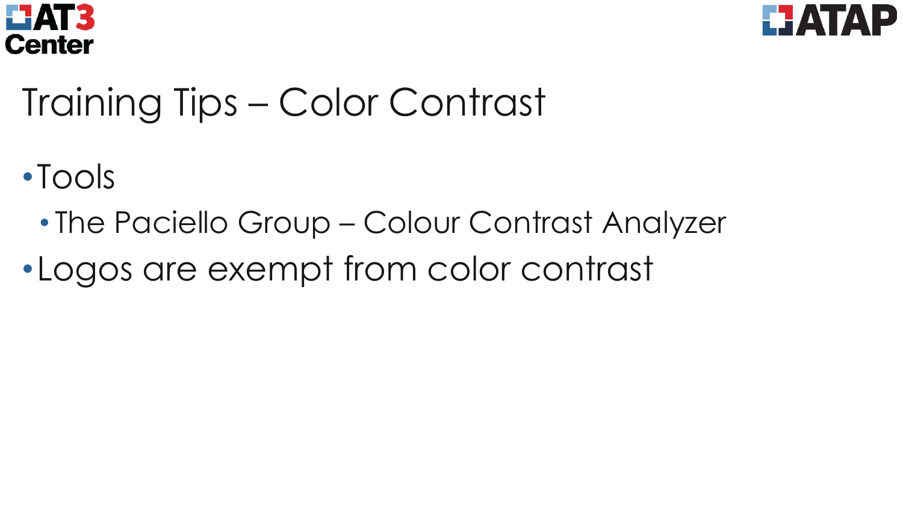# Training Tips – Color Contrast

- Tools
  - The Paciello Group – Colour Contrast Analyzer
- Logos are exempt from color contrast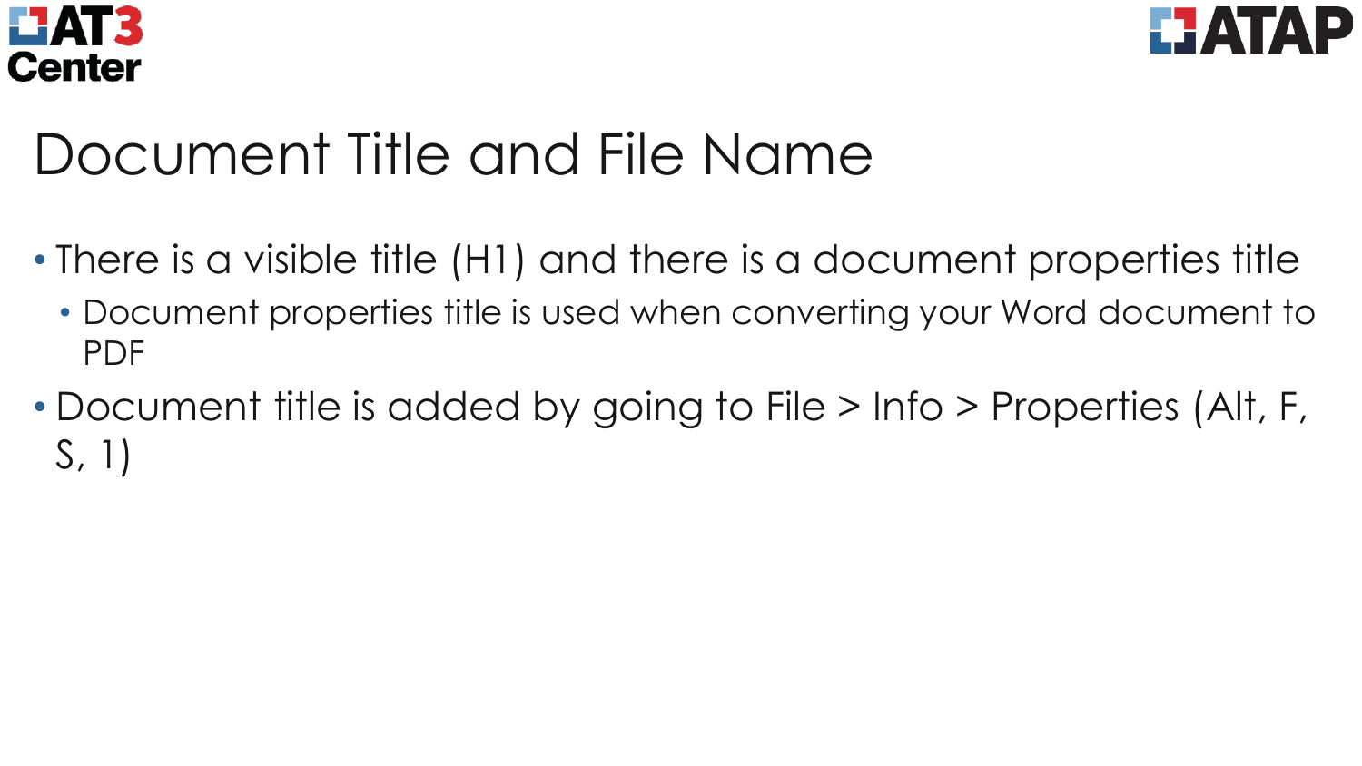# Document Title and File Name

- There is a visible title (H1) and there is a document properties title
  - Document properties title is used when converting your Word document to PDF
- Document title is added by going to File > Info > Properties (Alt, F, S, 1)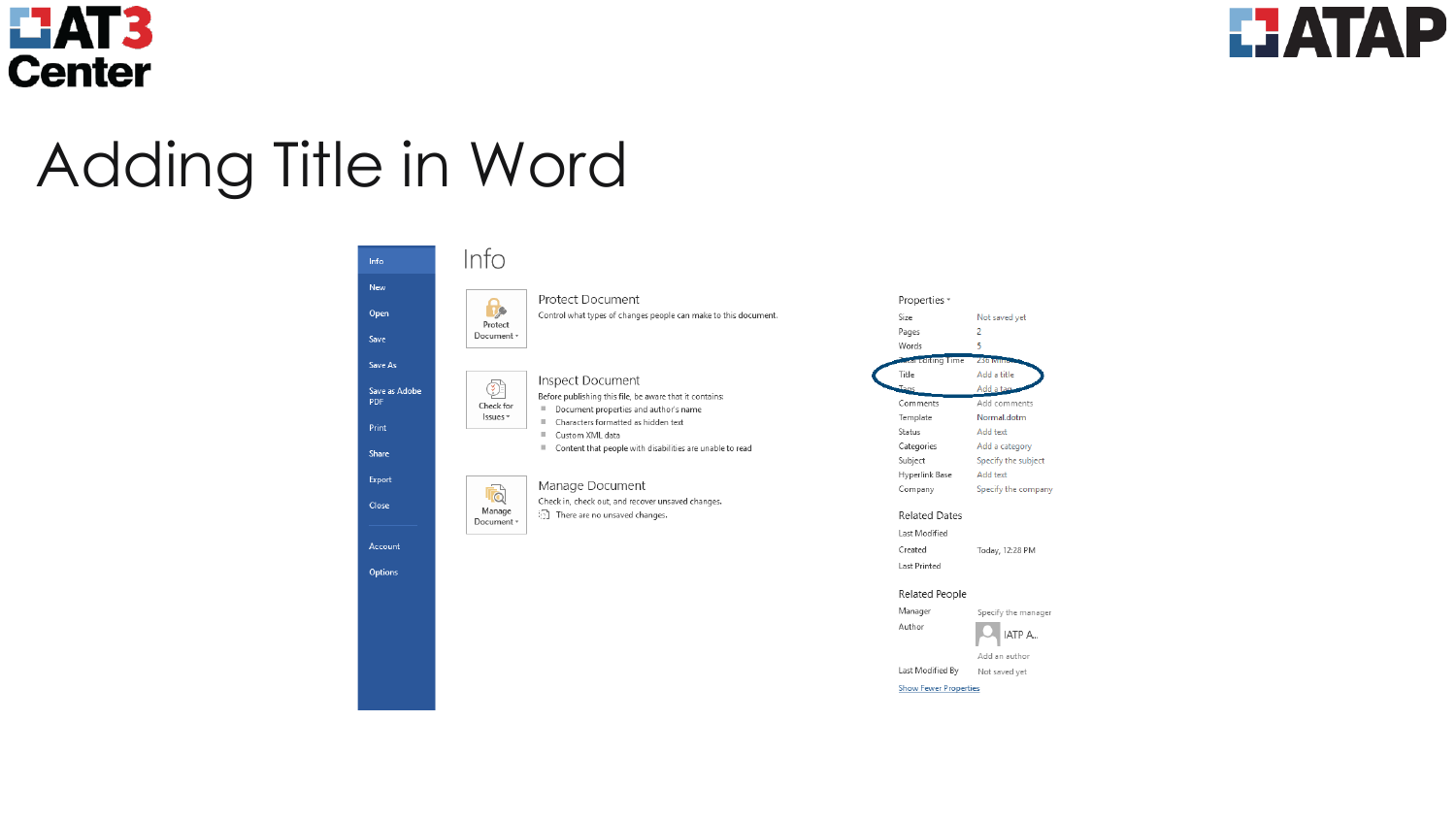# Adding Title in Word

Info

New

Open

Save

Save As

Save as Adobe PDF

Print

Share

Export

Close

Account

Options

## Info

**Protect Document**

Protect Document

Control what types of changes people can make to this document.

**Check for Issues**

Inspect Document

Before publishing this file, be aware that it contains:

- Document properties and author's name
- Characters formatted as hidden text
- Custom XML data
- Content that people with disabilities are unable to read

**Manage Document**

Manage Document

Check in, check out, and recover unsaved changes.

- There are no unsaved changes.

### Properties

| | |
|---|---|
| Size | Not saved yet |
| Pages | 2 |
| Words | 5 |
| Total Editing Time | 230 Minutes |
| Title | Add a title |
| Tags | Add a tag |
| Comments | Add comments |
| Template | Normal.dotm |
| Status | Add text |
| Categories | Add a category |
| Subject | Specify the subject |
| Hyperlink Base | Add text |
| Company | Specify the company |

### Related Dates

| | |
|---|---|
| Last Modified | |
| Created | Today, 12:28 PM |
| Last Printed | |

### Related People

| | |
|---|---|
| Manager | Specify the manager |
| Author | IATP A... |
| | Add an author |
| Last Modified By | Not saved yet |

Show Fewer Properties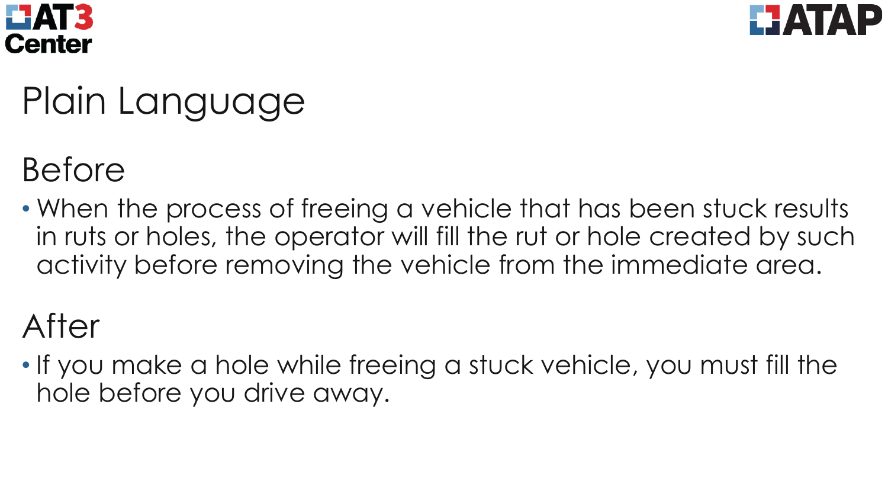# Plain Language

## Before

- When the process of freeing a vehicle that has been stuck results in ruts or holes, the operator will fill the rut or hole created by such activity before removing the vehicle from the immediate area.

## After

- If you make a hole while freeing a stuck vehicle, you must fill the hole before you drive away.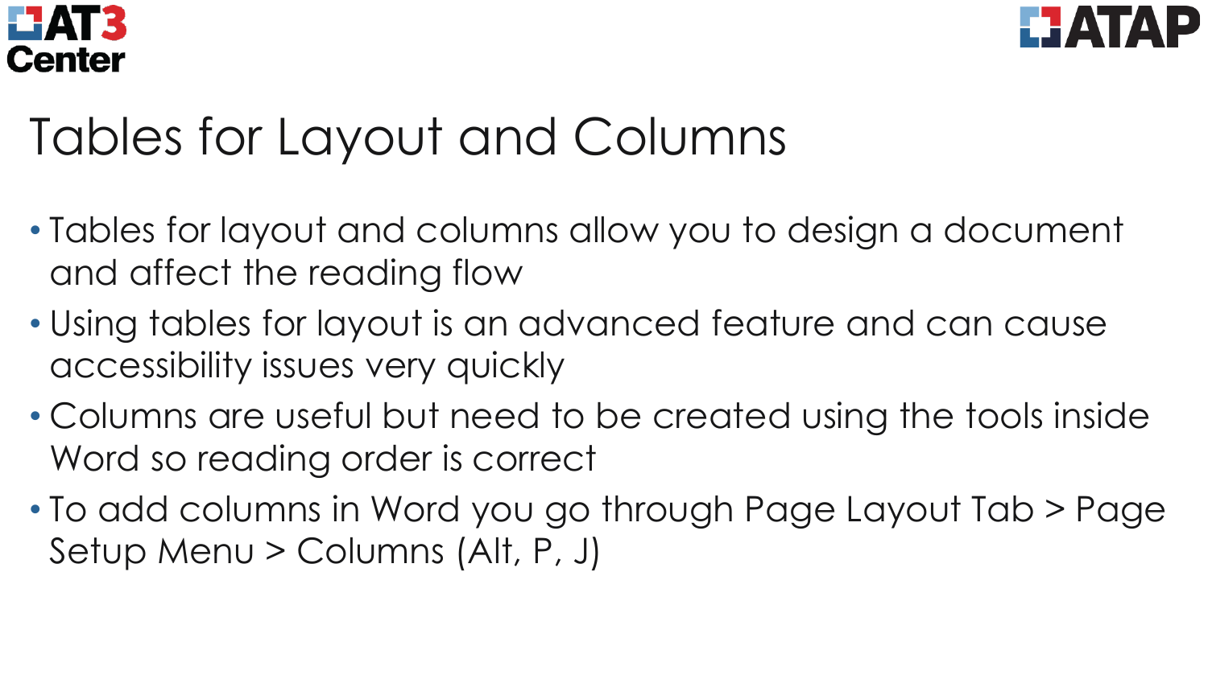# Tables for Layout and Columns

- Tables for layout and columns allow you to design a document and affect the reading flow
- Using tables for layout is an advanced feature and can cause accessibility issues very quickly
- Columns are useful but need to be created using the tools inside Word so reading order is correct
- To add columns in Word you go through Page Layout Tab > Page Setup Menu > Columns (Alt, P, J)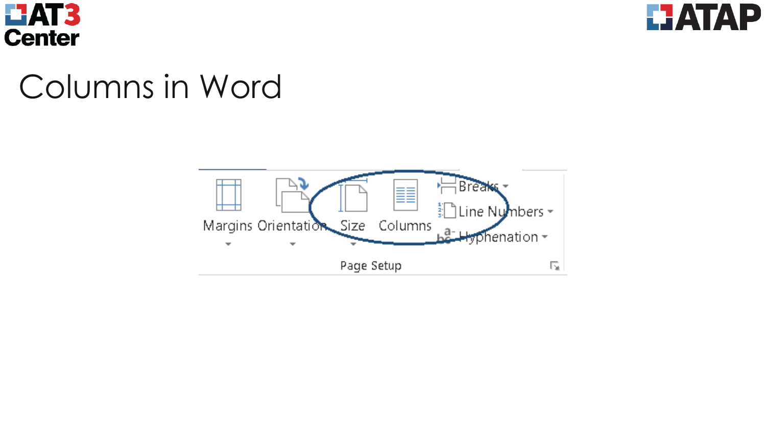# Columns in Word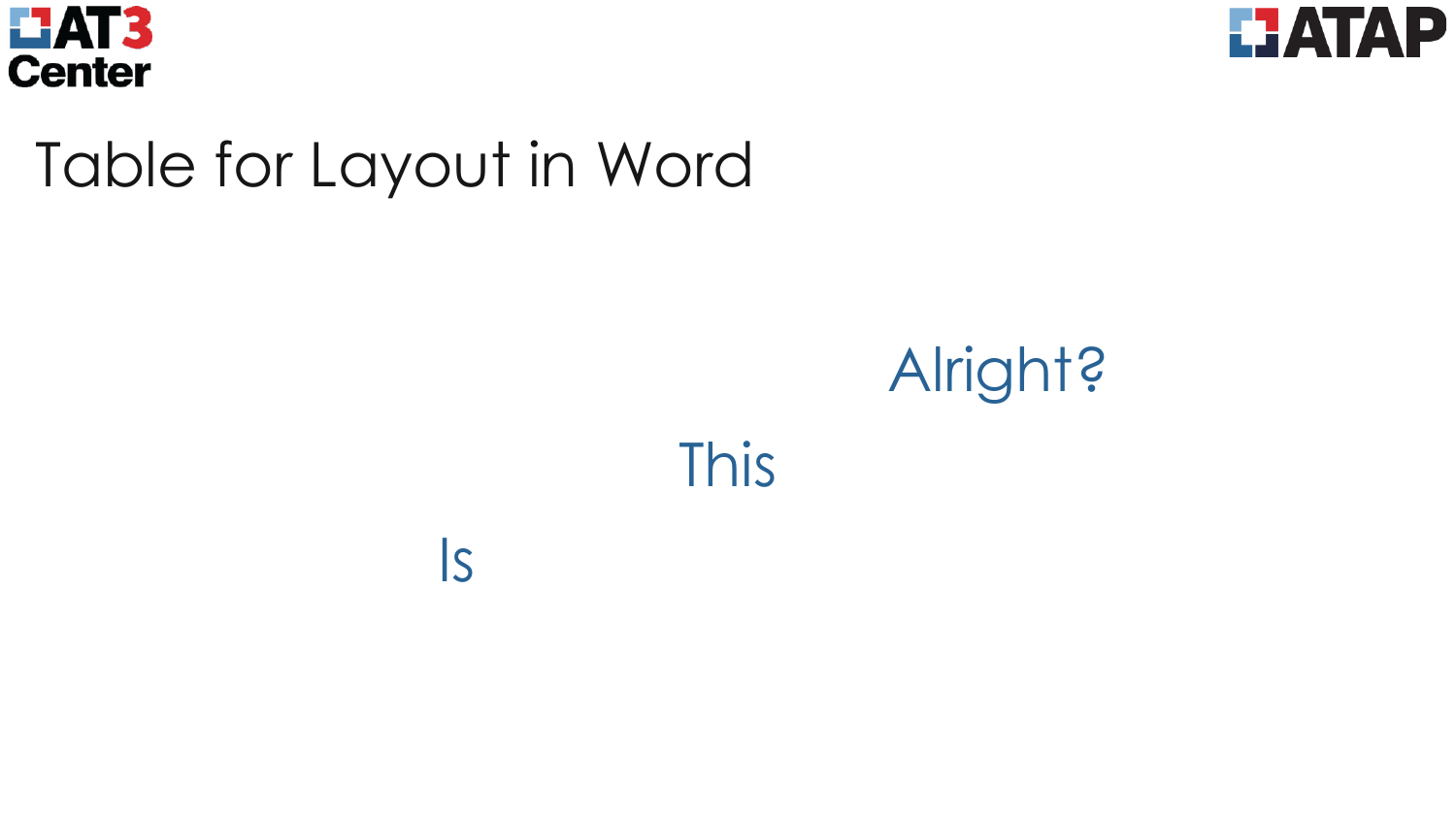# Table for Layout in Word

| | | |
|---|---|---|
| | | Alright? |
| | This | |
| Is | | |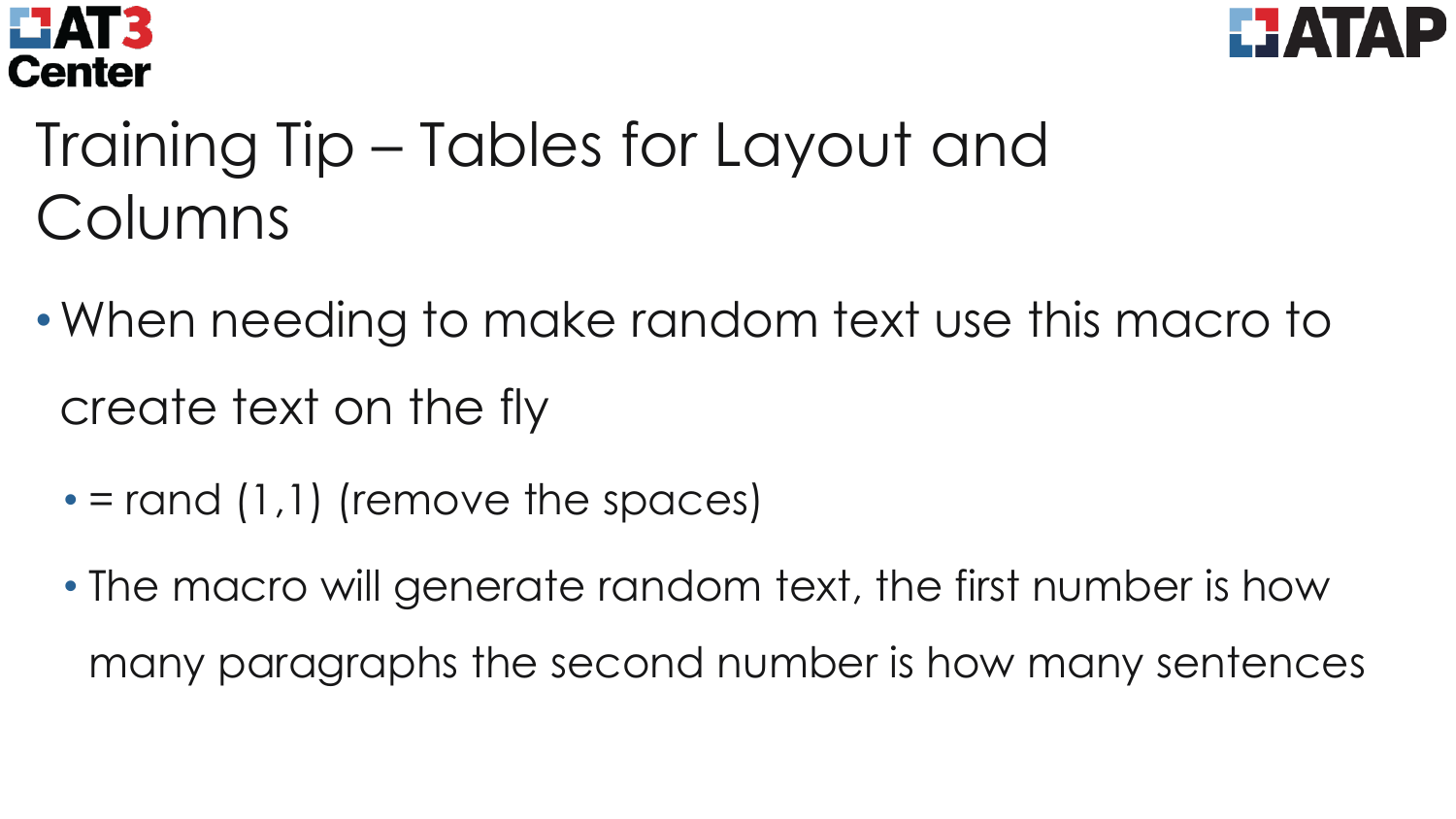# Training Tip – Tables for Layout and Columns

- When needing to make random text use this macro to create text on the fly
  - = rand (1,1) (remove the spaces)
  - The macro will generate random text, the first number is how many paragraphs the second number is how many sentences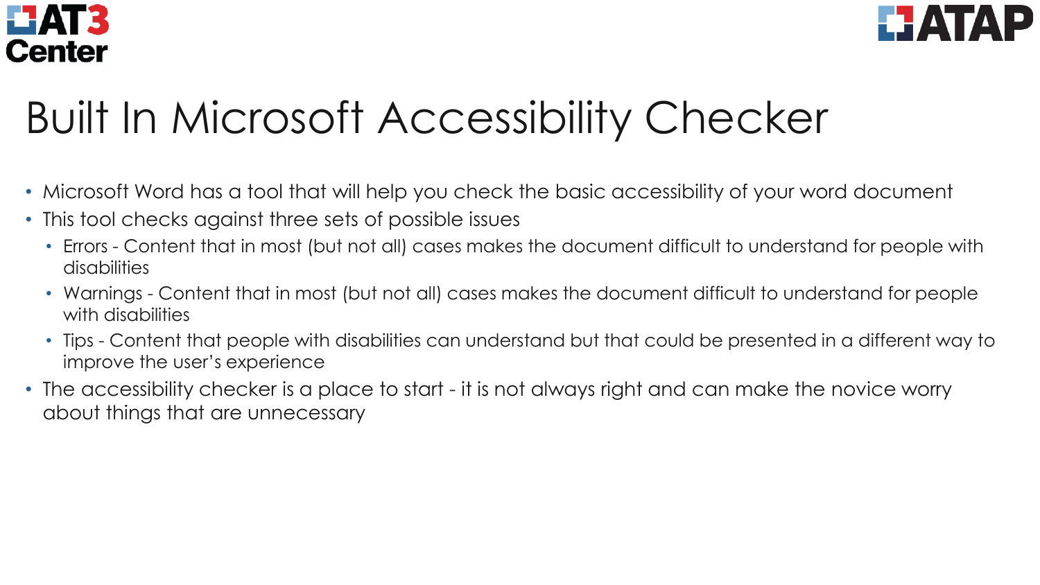# Built In Microsoft Accessibility Checker

- Microsoft Word has a tool that will help you check the basic accessibility of your word document
- This tool checks against three sets of possible issues
  - Errors - Content that in most (but not all) cases makes the document difficult to understand for people with disabilities
  - Warnings - Content that in most (but not all) cases makes the document difficult to understand for people with disabilities
  - Tips - Content that people with disabilities can understand but that could be presented in a different way to improve the user's experience
- The accessibility checker is a place to start - it is not always right and can make the novice worry about things that are unnecessary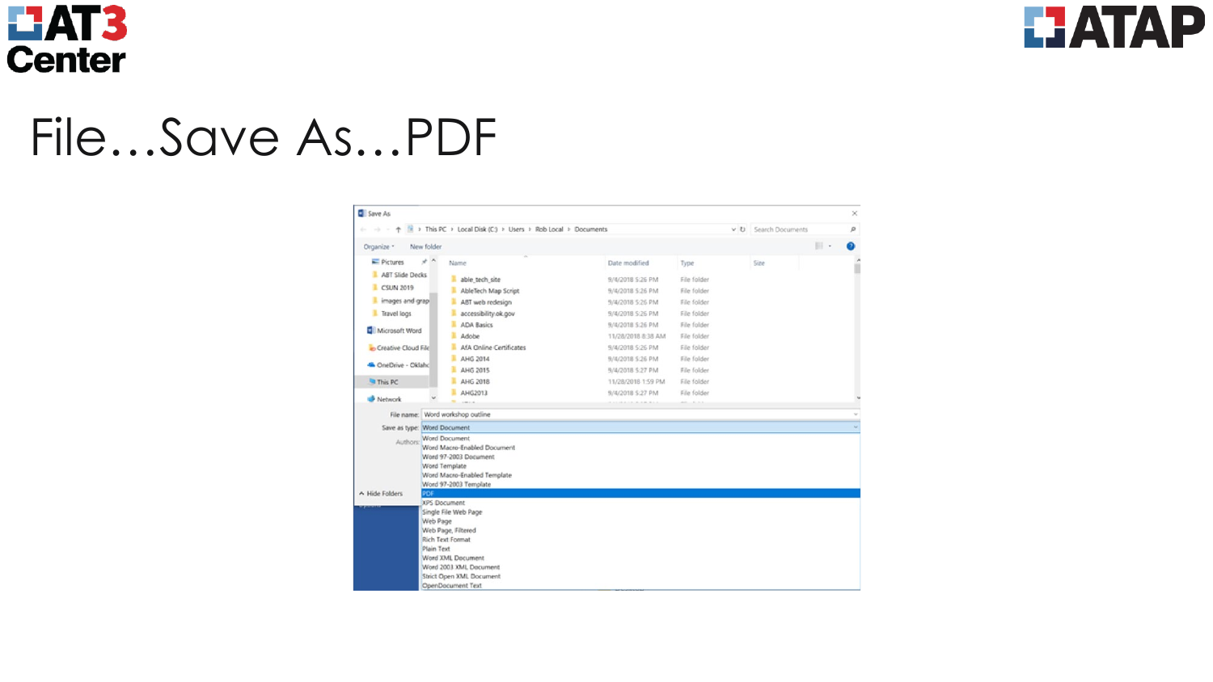# File…Save As…PDF